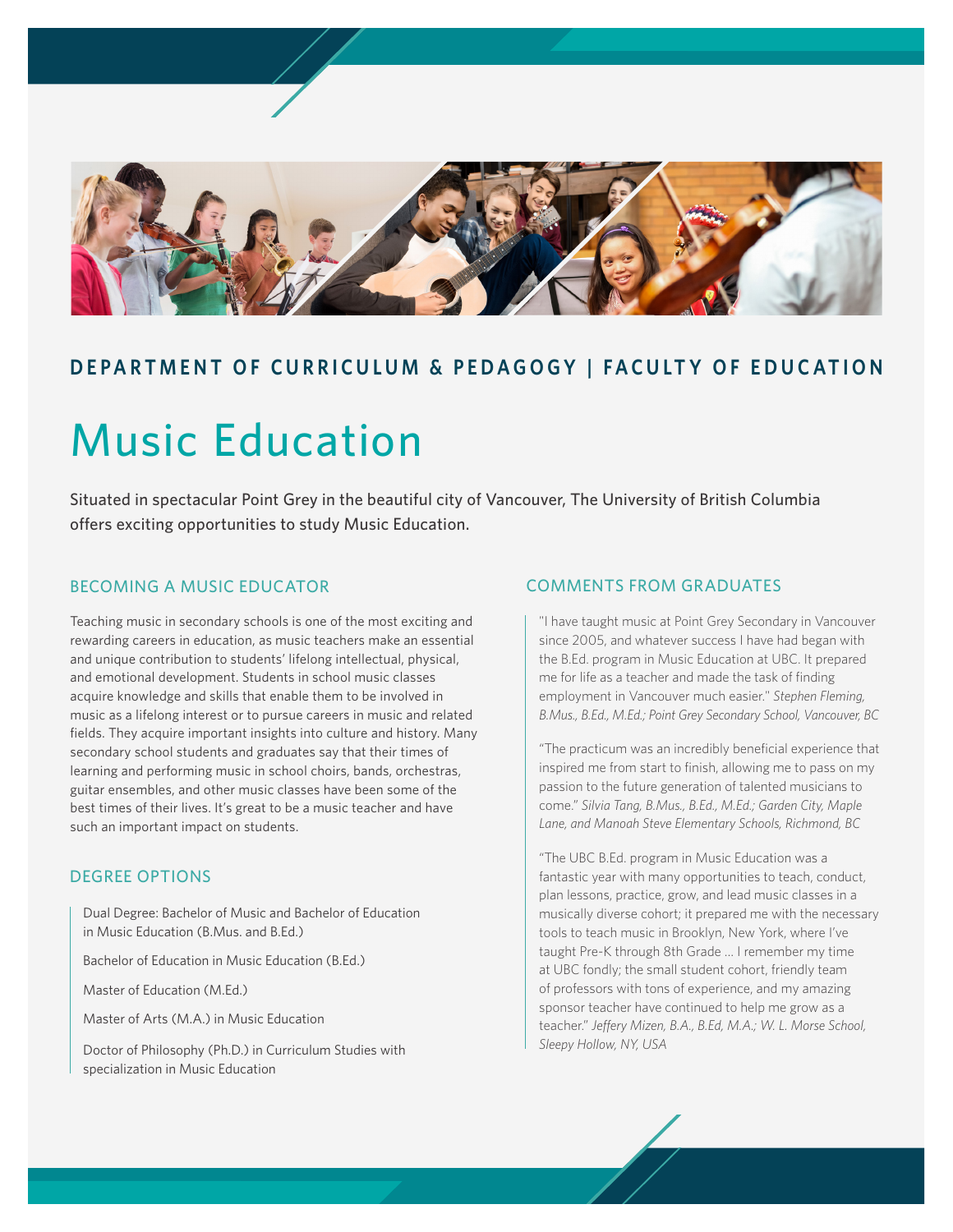**DEPARTMENT OF CURRICULUM & PEDAGOGY | FACULTY OF EDUCATION**

# Music Education

Situated in spectacular Point Grey in the beautiful city of Vancouver, The University of British Columbia offers exciting opportunities to study Music Education.

## BECOMING A MUSIC EDUCATOR

Teaching music in secondary schools is one of the most exciting and rewarding careers in education, as music teachers make an essential and unique contribution to students' lifelong intellectual, physical, and emotional development. Students in school music classes acquire knowledge and skills that enable them to be involved in music as a lifelong interest or to pursue careers in music and related fields. They acquire important insights into culture and history. Many secondary school students and graduates say that their times of learning and performing music in school choirs, bands, orchestras, guitar ensembles, and other music classes have been some of the best times of their lives. It's great to be a music teacher and have such an important impact on students.

## DEGREE OPTIONS

Dual Degree: Bachelor of Music and Bachelor of Education in Music Education (B.Mus. and B.Ed.)

Bachelor of Education in Music Education (B.Ed.)

Master of Education (M.Ed.)

Master of Arts (M.A.) in Music Education

Doctor of Philosophy (Ph.D.) in Curriculum Studies with specialization in Music Education

## COMMENTS FROM GRADUATES

"I have taught music at Point Grey Secondary in Vancouver since 2005, and whatever success I have had began with the B.Ed. program in Music Education at UBC. It prepared me for life as a teacher and made the task of finding employment in Vancouver much easier." *Stephen Fleming, B.Mus., B.Ed., M.Ed.; Point Grey Secondary School, Vancouver, BC*

"The practicum was an incredibly beneficial experience that inspired me from start to finish, allowing me to pass on my passion to the future generation of talented musicians to come." *Silvia Tang, B.Mus., B.Ed., M.Ed.; Garden City, Maple Lane, and Manoah Steve Elementary Schools, Richmond, BC*

"The UBC B.Ed. program in Music Education was a fantastic year with many opportunities to teach, conduct, plan lessons, practice, grow, and lead music classes in a musically diverse cohort; it prepared me with the necessary tools to teach music in Brooklyn, New York, where I've taught Pre-K through 8th Grade ... I remember my time at UBC fondly; the small student cohort, friendly team of professors with tons of experience, and my amazing sponsor teacher have continued to help me grow as a teacher." *Jeffery Mizen, B.A., B.Ed, M.A.; W. L. Morse School, Sleepy Hollow, NY, USA*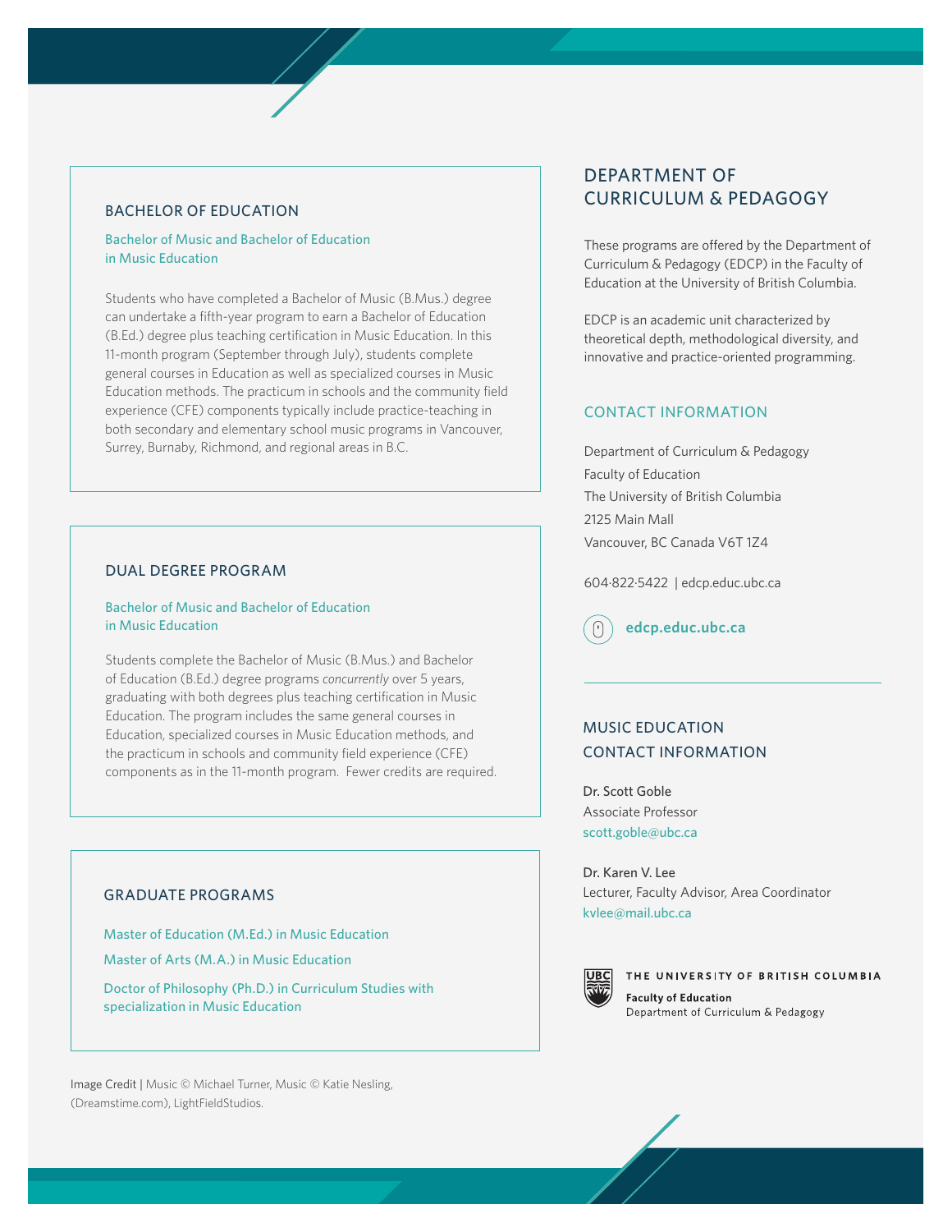## BACHELOR OF EDUCATION

### Bachelor of Music and Bachelor of Education in Music Education

Students who have completed a Bachelor of Music (B.Mus.) degree can undertake a fifth-year program to earn a Bachelor of Education (B.Ed.) degree plus teaching certification in Music Education. In this 11-month program (September through July), students complete general courses in Education as well as specialized courses in Music Education methods. The practicum in schools and the community field experience (CFE) components typically include practice-teaching in both secondary and elementary school music programs in Vancouver, Surrey, Burnaby, Richmond, and regional areas in B.C.

## DUAL DEGREE PROGRAM

### Bachelor of Music and Bachelor of Education in Music Education

Students complete the Bachelor of Music (B.Mus.) and Bachelor of Education (B.Ed.) degree programs *concurrently* over 5 years, graduating with both degrees plus teaching certification in Music Education. The program includes the same general courses in Education, specialized courses in Music Education methods, and the practicum in schools and community field experience (CFE) components as in the 11-month program. Fewer credits are required.

## GRADUATE PROGRAMS

- Master of Education (M.Ed.) in Music Education
- Master of Arts (M.A.) in Music Education
- Doctor of Philosophy (Ph.D.) in Curriculum Studies with specialization in Music Education

Image Credit | Music © Michael Turner, Music © Katie Nesling, (Dreamstime.com), LightFieldStudios.

## DEPARTMENT OF CURRICULUM & PEDAGOGY

These programs are offered by the Department of Curriculum & Pedagogy (EDCP) in the Faculty of Education at the University of British Columbia.

EDCP is an academic unit characterized by theoretical depth, methodological diversity, and innovative and practice-oriented programming.

### CONTACT INFORMATION

Department of Curriculum & Pedagogy
Faculty of Education
The University of British Columbia
2125 Main Mall
Vancouver, BC Canada V6T 1Z4

604·822·5422 | edcp.educ.ubc.ca

**edcp.educ.ubc.ca**

### MUSIC EDUCATION CONTACT INFORMATION

Dr. Scott Goble
Associate Professor
scott.goble@ubc.ca

Dr. Karen V. Lee
Lecturer, Faculty Advisor, Area Coordinator
kvlee@mail.ubc.ca

THE UNIVERSITY OF BRITISH COLUMBIA
**Faculty of Education**
Department of Curriculum & Pedagogy